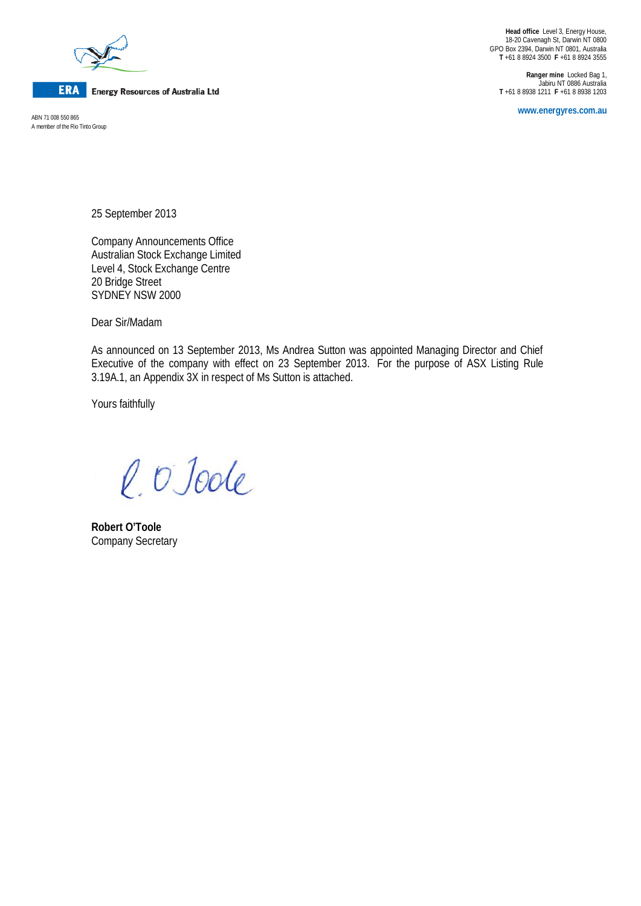**ERA** Energy Resources of Australia Ltd

ABN 71 008 550 865
A member of the Rio Tinto Group

**Head office** Level 3, Energy House,
18-20 Cavenagh St, Darwin NT 0800
GPO Box 2394, Darwin NT 0801, Australia
**T** +61 8 8924 3500 **F** +61 8 8924 3555

**Ranger mine** Locked Bag 1,
Jabiru NT 0886 Australia
**T** +61 8 8938 1211 **F** +61 8 8938 1203

www.energyres.com.au

25 September 2013

Company Announcements Office
Australian Stock Exchange Limited
Level 4, Stock Exchange Centre
20 Bridge Street
SYDNEY NSW 2000

Dear Sir/Madam

As announced on 13 September 2013, Ms Andrea Sutton was appointed Managing Director and Chief Executive of the company with effect on 23 September 2013. For the purpose of ASX Listing Rule 3.19A.1, an Appendix 3X in respect of Ms Sutton is attached.

Yours faithfully

R. O'Toole

**Robert O'Toole**
Company Secretary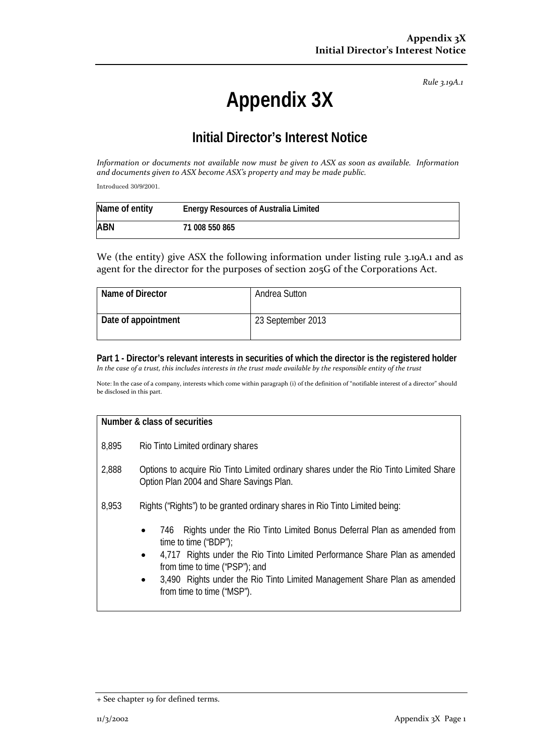*Rule 3.19A.1*

# Appendix 3X

## Initial Director's Interest Notice

*Information or documents not available now must be given to ASX as soon as available. Information and documents given to ASX become ASX's property and may be made public.*

Introduced 30/9/2001.

| Name of entity | Energy Resources of Australia Limited |
|---|---|
| ABN | 71 008 550 865 |

We (the entity) give ASX the following information under listing rule 3.19A.1 and as agent for the director for the purposes of section 205G of the Corporations Act.

| Name of Director | Andrea Sutton |
|---|---|
| Date of appointment | 23 September 2013 |

**Part 1 - Director's relevant interests in securities of which the director is the registered holder**

*In the case of a trust, this includes interests in the trust made available by the responsible entity of the trust*

Note: In the case of a company, interests which come within paragraph (i) of the definition of "notifiable interest of a director" should be disclosed in this part.

**Number & class of securities**

8,895 Rio Tinto Limited ordinary shares

2,888 Options to acquire Rio Tinto Limited ordinary shares under the Rio Tinto Limited Share Option Plan 2004 and Share Savings Plan.

8,953 Rights ("Rights") to be granted ordinary shares in Rio Tinto Limited being:

- 746 Rights under the Rio Tinto Limited Bonus Deferral Plan as amended from time to time ("BDP");
- 4,717 Rights under the Rio Tinto Limited Performance Share Plan as amended from time to time ("PSP"); and
- 3,490 Rights under the Rio Tinto Limited Management Share Plan as amended from time to time ("MSP").

+ See chapter 19 for defined terms.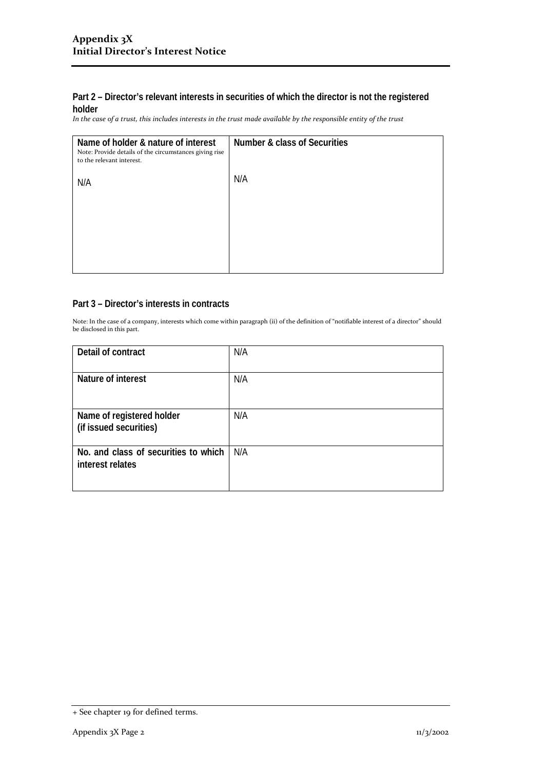## Part 2 – Director's relevant interests in securities of which the director is not the registered holder

*In the case of a trust, this includes interests in the trust made available by the responsible entity of the trust*

| Name of holder & nature of interest<br>Note: Provide details of the circumstances giving rise to the relevant interest. | Number & class of Securities |
|---|---|
| N/A | N/A |

## Part 3 – Director's interests in contracts

Note: In the case of a company, interests which come within paragraph (ii) of the definition of "notifiable interest of a director" should be disclosed in this part.

| | |
|---|---|
| **Detail of contract** | N/A |
| **Nature of interest** | N/A |
| **Name of registered holder (if issued securities)** | N/A |
| **No. and class of securities to which interest relates** | N/A |

+ See chapter 19 for defined terms.